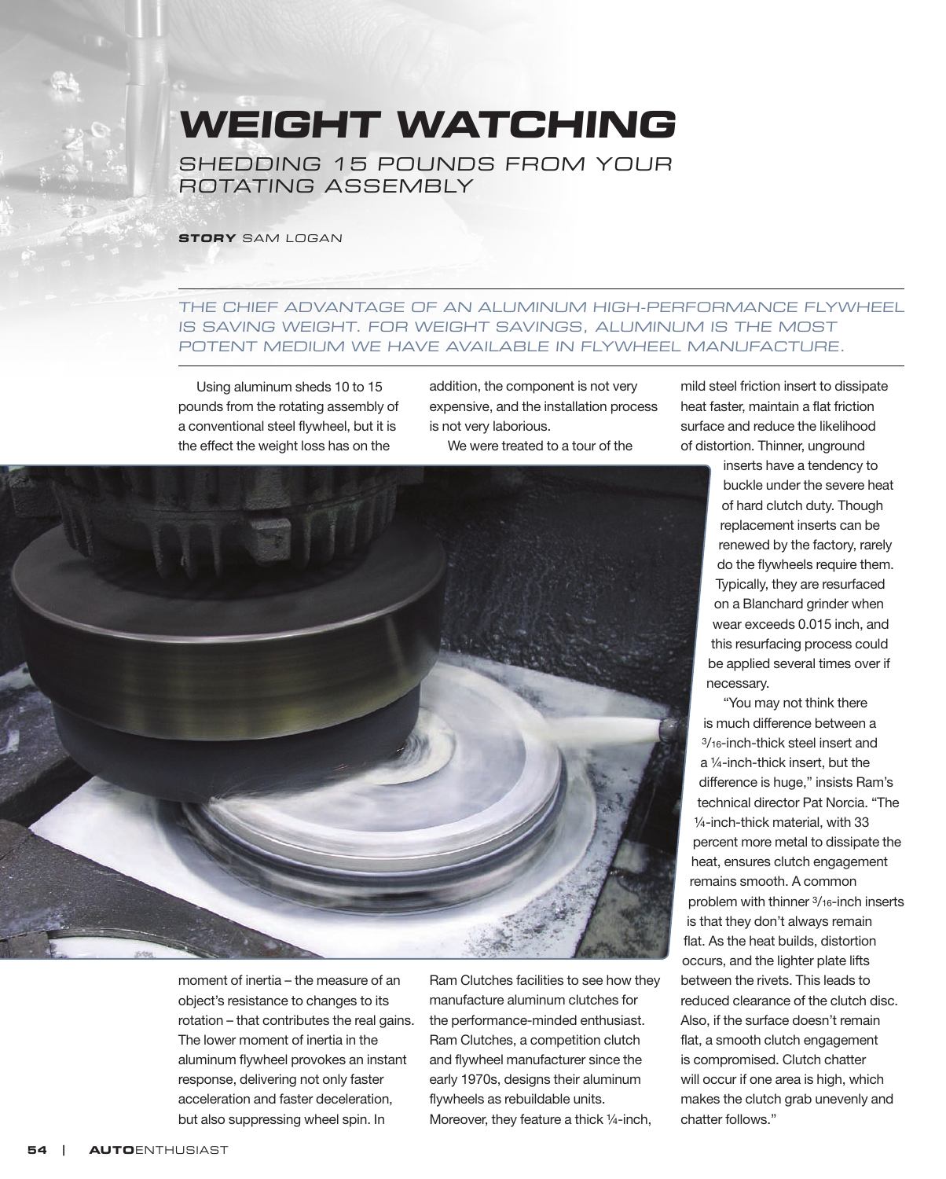# WEIGHT WATCHING

## SHEDDING 15 POUNDS FROM YOUR ROTATING ASSEMBLY

**STORY** SAM LOGAN

*THE CHIEF ADVANTAGE OF AN ALUMINUM HIGH-PERFORMANCE FLYWHEEL IS SAVING WEIGHT. FOR WEIGHT SAVINGS, ALUMINUM IS THE MOST POTENT MEDIUM WE HAVE AVAILABLE IN FLYWHEEL MANUFACTURE.*

Using aluminum sheds 10 to 15 pounds from the rotating assembly of a conventional steel flywheel, but it is the effect the weight loss has on the moment of inertia – the measure of an object's resistance to changes to its rotation – that contributes the real gains. The lower moment of inertia in the aluminum flywheel provokes an instant response, delivering not only faster acceleration and faster deceleration, but also suppressing wheel spin. In addition, the component is not very expensive, and the installation process is not very laborious.

We were treated to a tour of the Ram Clutches facilities to see how they manufacture aluminum clutches for the performance-minded enthusiast. Ram Clutches, a competition clutch and flywheel manufacturer since the early 1970s, designs their aluminum flywheels as rebuildable units. Moreover, they feature a thick ¼-inch, mild steel friction insert to dissipate heat faster, maintain a flat friction surface and reduce the likelihood of distortion. Thinner, unground inserts have a tendency to buckle under the severe heat of hard clutch duty. Though replacement inserts can be renewed by the factory, rarely do the flywheels require them. Typically, they are resurfaced on a Blanchard grinder when wear exceeds 0.015 inch, and this resurfacing process could be applied several times over if necessary.

"You may not think there is much difference between a 3/16-inch-thick steel insert and a ¼-inch-thick insert, but the difference is huge," insists Ram's technical director Pat Norcia. "The ¼-inch-thick material, with 33 percent more metal to dissipate the heat, ensures clutch engagement remains smooth. A common problem with thinner 3/16-inch inserts is that they don't always remain flat. As the heat builds, distortion occurs, and the lighter plate lifts between the rivets. This leads to reduced clearance of the clutch disc. Also, if the surface doesn't remain flat, a smooth clutch engagement is compromised. Clutch chatter will occur if one area is high, which makes the clutch grab unevenly and chatter follows."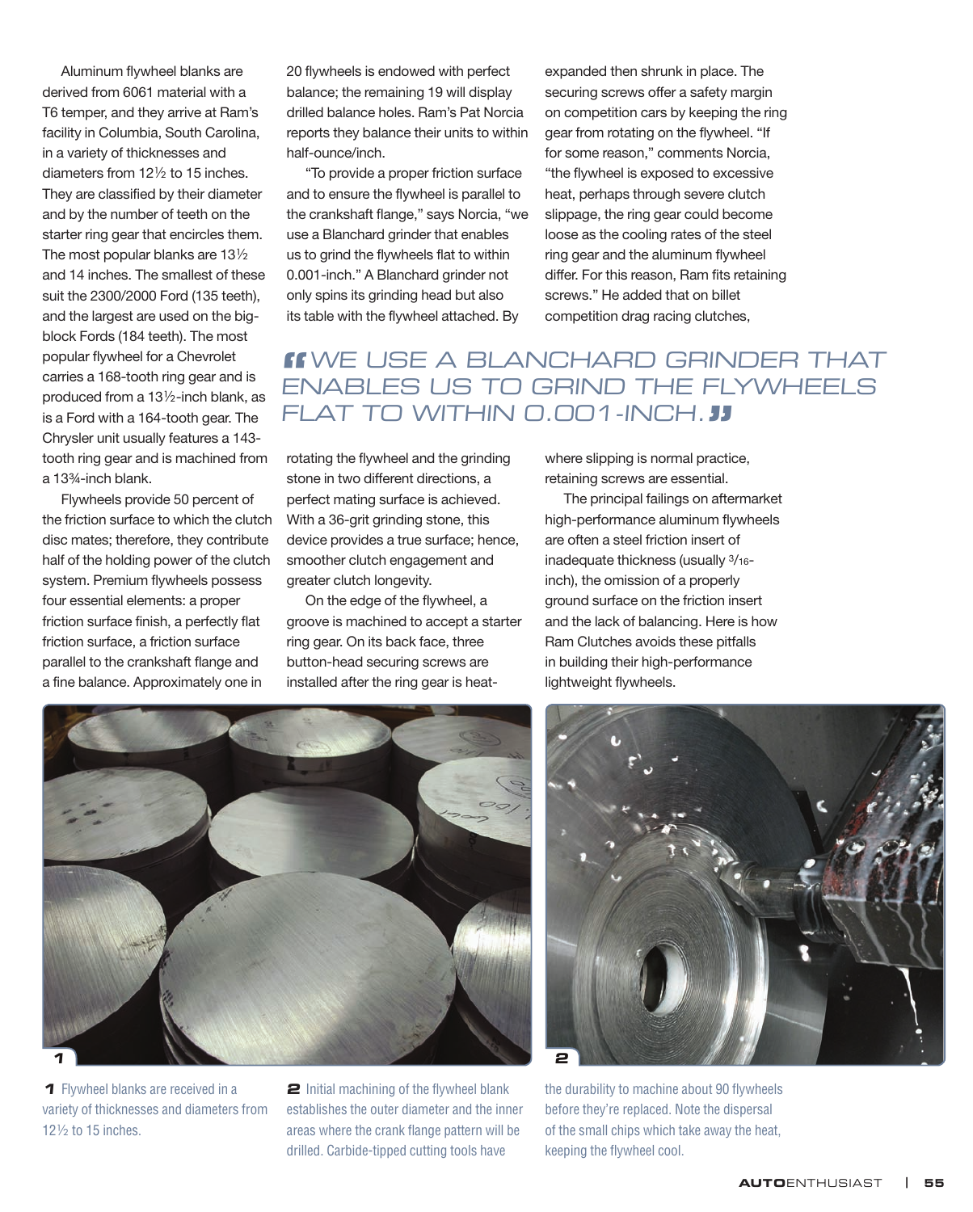Aluminum flywheel blanks are derived from 6061 material with a T6 temper, and they arrive at Ram's facility in Columbia, South Carolina, in a variety of thicknesses and diameters from 12½ to 15 inches. They are classified by their diameter and by the number of teeth on the starter ring gear that encircles them. The most popular blanks are 13½ and 14 inches. The smallest of these suit the 2300/2000 Ford (135 teeth), and the largest are used on the big-block Fords (184 teeth). The most popular flywheel for a Chevrolet carries a 168-tooth ring gear and is produced from a 13½-inch blank, as is a Ford with a 164-tooth gear. The Chrysler unit usually features a 143-tooth ring gear and is machined from a 13¾-inch blank.

Flywheels provide 50 percent of the friction surface to which the clutch disc mates; therefore, they contribute half of the holding power of the clutch system. Premium flywheels possess four essential elements: a proper friction surface finish, a perfectly flat friction surface, a friction surface parallel to the crankshaft flange and a fine balance. Approximately one in 20 flywheels is endowed with perfect balance; the remaining 19 will display drilled balance holes. Ram's Pat Norcia reports they balance their units to within half-ounce/inch.

"To provide a proper friction surface and to ensure the flywheel is parallel to the crankshaft flange," says Norcia, "we use a Blanchard grinder that enables us to grind the flywheels flat to within 0.001-inch." A Blanchard grinder not only spins its grinding head but also its table with the flywheel attached. By rotating the flywheel and the grinding stone in two different directions, a perfect mating surface is achieved. With a 36-grit grinding stone, this device provides a true surface; hence, smoother clutch engagement and greater clutch longevity.

> "WE USE A BLANCHARD GRINDER THAT ENABLES US TO GRIND THE FLYWHEELS FLAT TO WITHIN 0.001-INCH."

On the edge of the flywheel, a groove is machined to accept a starter ring gear. On its back face, three button-head securing screws are installed after the ring gear is heat-expanded then shrunk in place. The securing screws offer a safety margin on competition cars by keeping the ring gear from rotating on the flywheel. "If for some reason," comments Norcia, "the flywheel is exposed to excessive heat, perhaps through severe clutch slippage, the ring gear could become loose as the cooling rates of the steel ring gear and the aluminum flywheel differ. For this reason, Ram fits retaining screws." He added that on billet competition drag racing clutches, where slipping is normal practice, retaining screws are essential.

The principal failings on aftermarket high-performance aluminum flywheels are often a steel friction insert of inadequate thickness (usually 3/16-inch), the omission of a properly ground surface on the friction insert and the lack of balancing. Here is how Ram Clutches avoids these pitfalls in building their high-performance lightweight flywheels.

**1** Flywheel blanks are received in a variety of thicknesses and diameters from 12½ to 15 inches.

**2** Initial machining of the flywheel blank establishes the outer diameter and the inner areas where the crank flange pattern will be drilled. Carbide-tipped cutting tools have the durability to machine about 90 flywheels before they're replaced. Note the dispersal of the small chips which take away the heat, keeping the flywheel cool.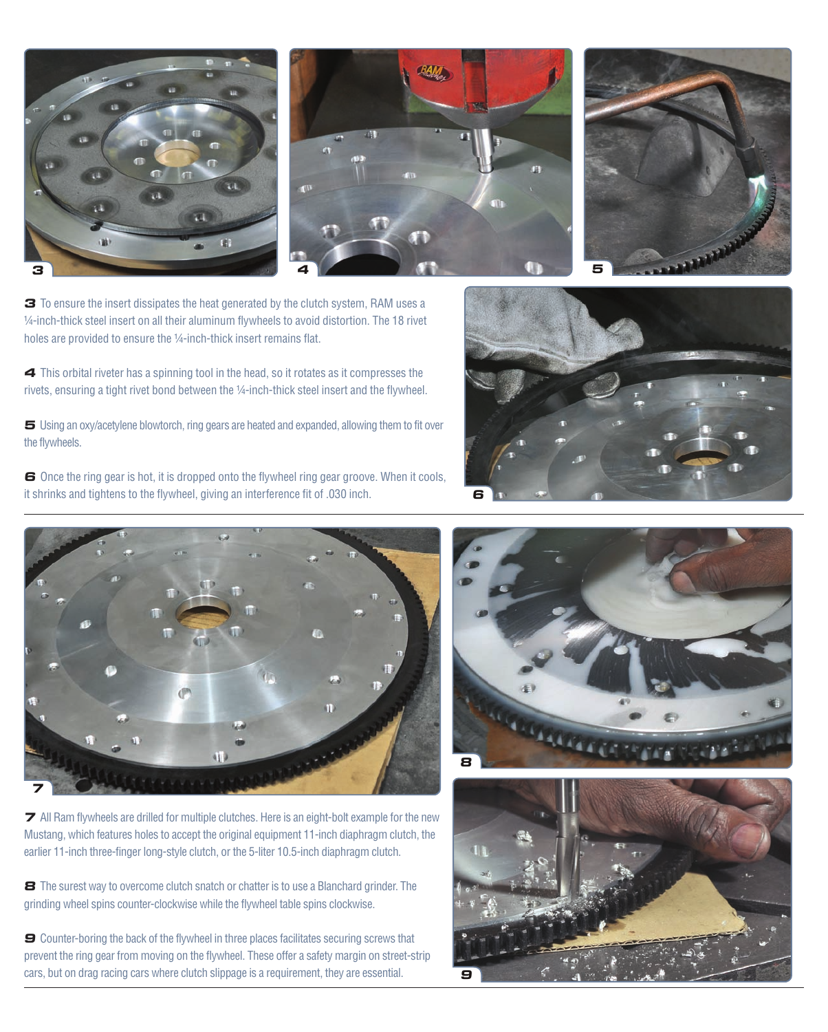**3** To ensure the insert dissipates the heat generated by the clutch system, RAM uses a ¼-inch-thick steel insert on all their aluminum flywheels to avoid distortion. The 18 rivet holes are provided to ensure the ¼-inch-thick insert remains flat.

**4** This orbital riveter has a spinning tool in the head, so it rotates as it compresses the rivets, ensuring a tight rivet bond between the ¼-inch-thick steel insert and the flywheel.

**5** Using an oxy/acetylene blowtorch, ring gears are heated and expanded, allowing them to fit over the flywheels.

**6** Once the ring gear is hot, it is dropped onto the flywheel ring gear groove. When it cools, it shrinks and tightens to the flywheel, giving an interference fit of .030 inch.

**7** All Ram flywheels are drilled for multiple clutches. Here is an eight-bolt example for the new Mustang, which features holes to accept the original equipment 11-inch diaphragm clutch, the earlier 11-inch three-finger long-style clutch, or the 5-liter 10.5-inch diaphragm clutch.

**8** The surest way to overcome clutch snatch or chatter is to use a Blanchard grinder. The grinding wheel spins counter-clockwise while the flywheel table spins clockwise.

**9** Counter-boring the back of the flywheel in three places facilitates securing screws that prevent the ring gear from moving on the flywheel. These offer a safety margin on street-strip cars, but on drag racing cars where clutch slippage is a requirement, they are essential.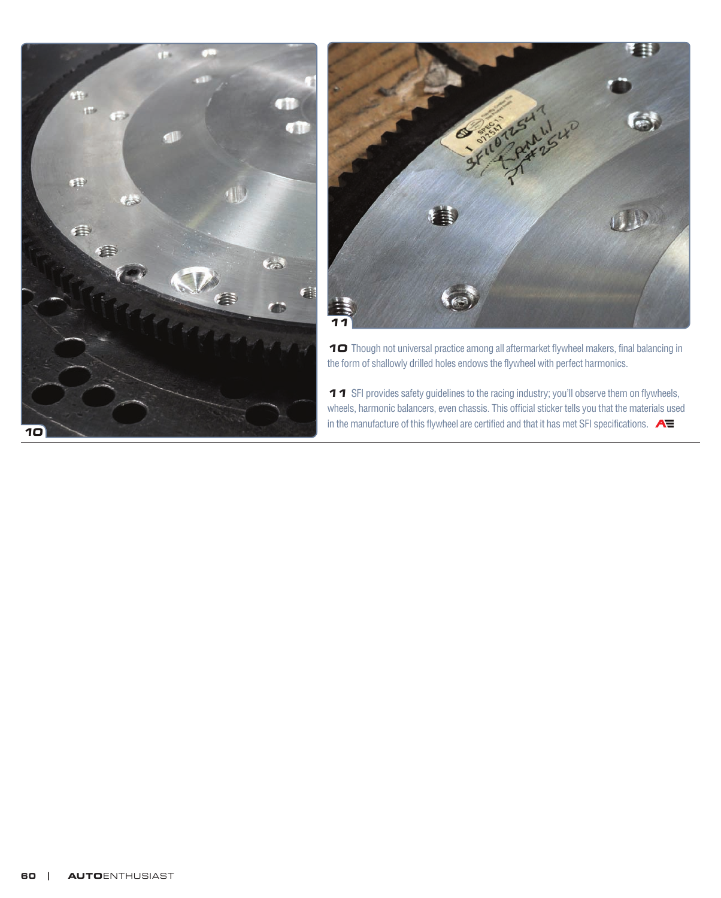**10** Though not universal practice among all aftermarket flywheel makers, final balancing in the form of shallowly drilled holes endows the flywheel with perfect harmonics.

**11** SFI provides safety guidelines to the racing industry; you'll observe them on flywheels, wheels, harmonic balancers, even chassis. This official sticker tells you that the materials used in the manufacture of this flywheel are certified and that it has met SFI specifications.